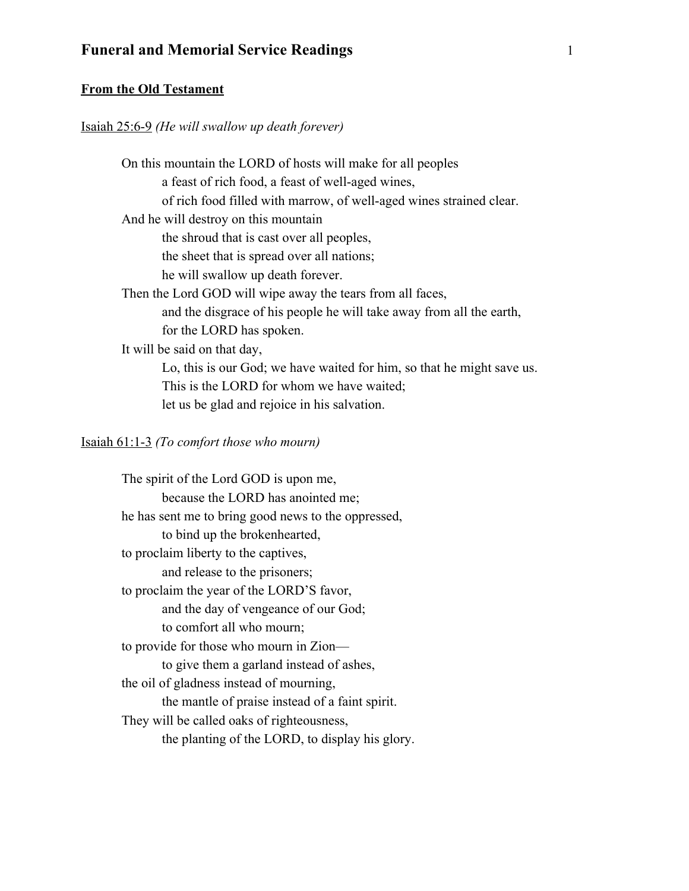# Funeral and Memorial Service Readings

## **From the Old Testament**

Isaiah 25:6-9 *(He will swallow up death forever)*

> On this mountain the LORD of hosts will make for all peoples
> &emsp;a feast of rich food, a feast of well-aged wines,
> &emsp;of rich food filled with marrow, of well-aged wines strained clear.
> And he will destroy on this mountain
> &emsp;the shroud that is cast over all peoples,
> &emsp;the sheet that is spread over all nations;
> &emsp;he will swallow up death forever.
> Then the Lord GOD will wipe away the tears from all faces,
> &emsp;and the disgrace of his people he will take away from all the earth,
> &emsp;for the LORD has spoken.
> It will be said on that day,
> &emsp;Lo, this is our God; we have waited for him, so that he might save us.
> &emsp;This is the LORD for whom we have waited;
> &emsp;let us be glad and rejoice in his salvation.

Isaiah 61:1-3 *(To comfort those who mourn)*

> The spirit of the Lord GOD is upon me,
> &emsp;because the LORD has anointed me;
> he has sent me to bring good news to the oppressed,
> &emsp;to bind up the brokenhearted,
> to proclaim liberty to the captives,
> &emsp;and release to the prisoners;
> to proclaim the year of the LORD'S favor,
> &emsp;and the day of vengeance of our God;
> &emsp;to comfort all who mourn;
> to provide for those who mourn in Zion—
> &emsp;to give them a garland instead of ashes,
> the oil of gladness instead of mourning,
> &emsp;the mantle of praise instead of a faint spirit.
> They will be called oaks of righteousness,
> &emsp;the planting of the LORD, to display his glory.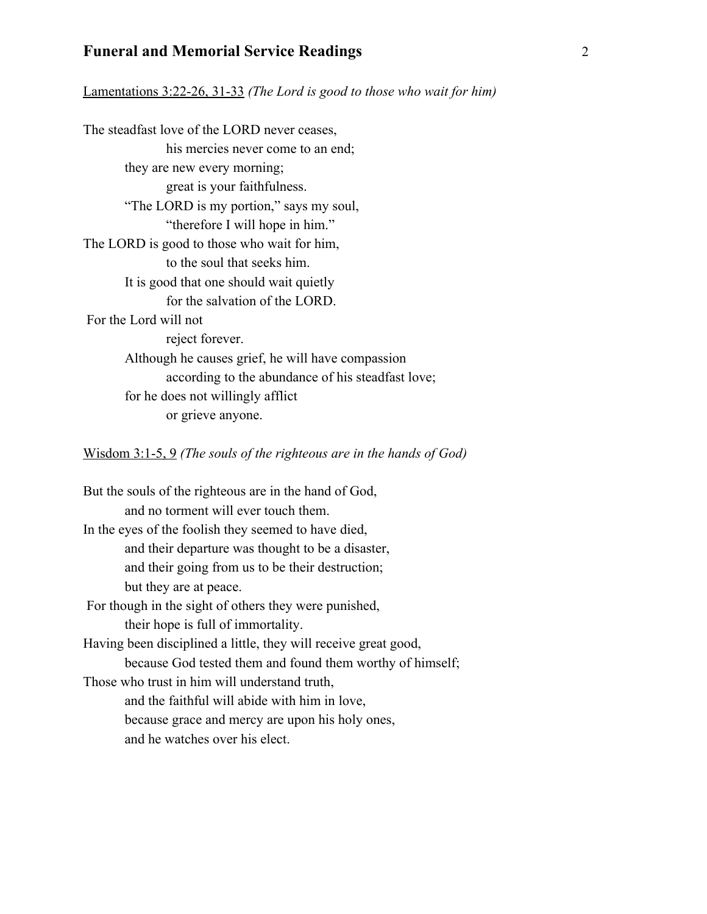Lamentations 3:22-26, 31-33 *(The Lord is good to those who wait for him)*

The steadfast love of the LORD never ceases,
his mercies never come to an end;
they are new every morning;
great is your faithfulness.
"The LORD is my portion," says my soul,
"therefore I will hope in him."
The LORD is good to those who wait for him,
to the soul that seeks him.
It is good that one should wait quietly
for the salvation of the LORD.
For the Lord will not
reject forever.
Although he causes grief, he will have compassion
according to the abundance of his steadfast love;
for he does not willingly afflict
or grieve anyone.

Wisdom 3:1-5, 9 *(The souls of the righteous are in the hands of God)*

But the souls of the righteous are in the hand of God,
and no torment will ever touch them.
In the eyes of the foolish they seemed to have died,
and their departure was thought to be a disaster,
and their going from us to be their destruction;
but they are at peace.
For though in the sight of others they were punished,
their hope is full of immortality.
Having been disciplined a little, they will receive great good,
because God tested them and found them worthy of himself;
Those who trust in him will understand truth,
and the faithful will abide with him in love,
because grace and mercy are upon his holy ones,
and he watches over his elect.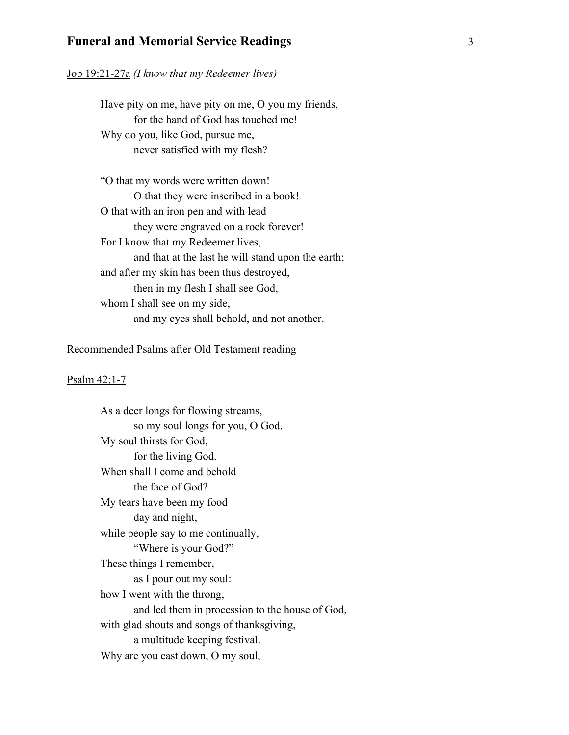Job 19:21-27a *(I know that my Redeemer lives)*

Have pity on me, have pity on me, O you my friends,
  for the hand of God has touched me!
Why do you, like God, pursue me,
  never satisfied with my flesh?

"O that my words were written down!
  O that they were inscribed in a book!
O that with an iron pen and with lead
  they were engraved on a rock forever!
For I know that my Redeemer lives,
  and that at the last he will stand upon the earth;
and after my skin has been thus destroyed,
  then in my flesh I shall see God,
whom I shall see on my side,
  and my eyes shall behold, and not another.

Recommended Psalms after Old Testament reading

Psalm 42:1-7

As a deer longs for flowing streams,
  so my soul longs for you, O God.
My soul thirsts for God,
  for the living God.
When shall I come and behold
  the face of God?
My tears have been my food
  day and night,
while people say to me continually,
  "Where is your God?"
These things I remember,
  as I pour out my soul:
how I went with the throng,
  and led them in procession to the house of God,
with glad shouts and songs of thanksgiving,
  a multitude keeping festival.
Why are you cast down, O my soul,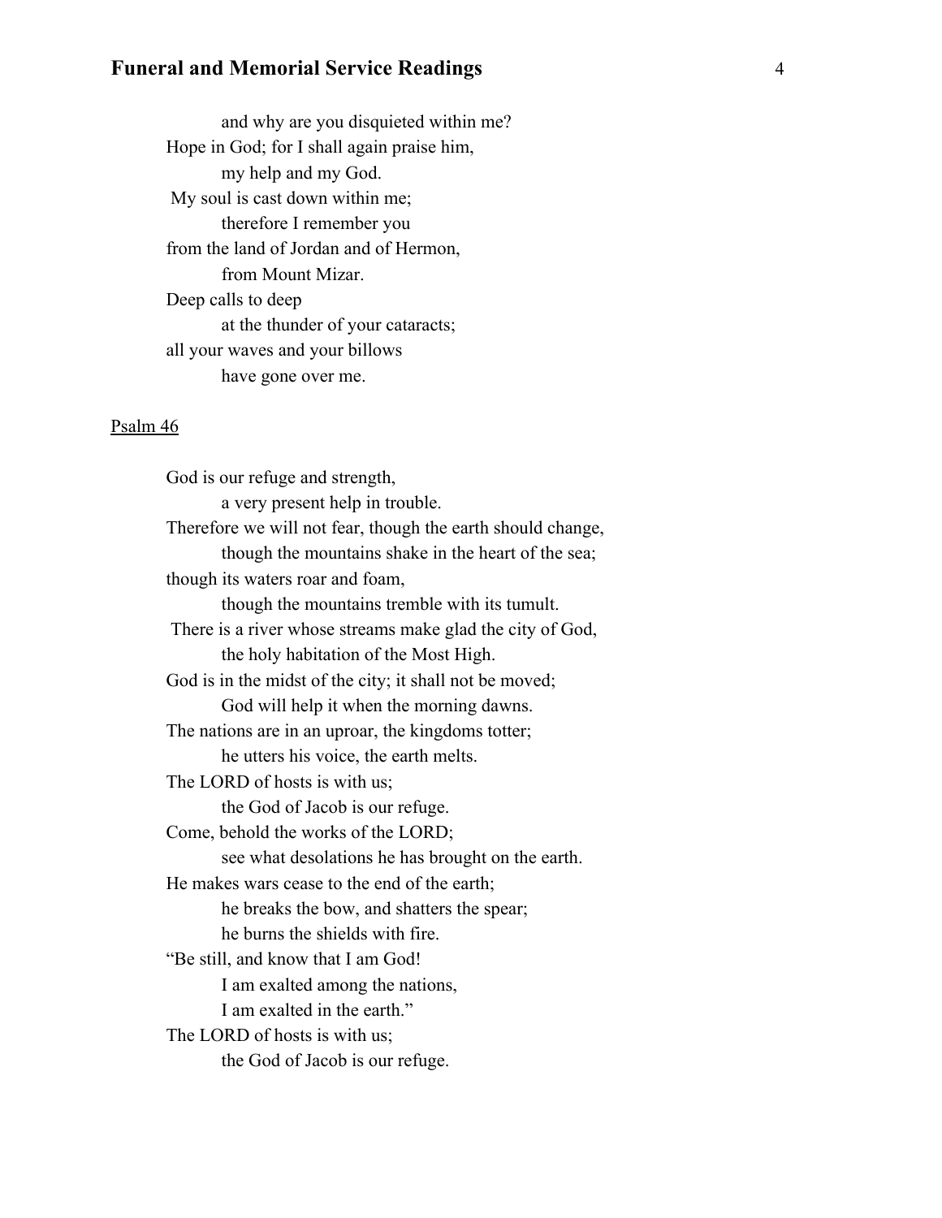and why are you disquieted within me?
Hope in God; for I shall again praise him,
my help and my God.
My soul is cast down within me;
therefore I remember you
from the land of Jordan and of Hermon,
from Mount Mizar.
Deep calls to deep
at the thunder of your cataracts;
all your waves and your billows
have gone over me.

<u>Psalm 46</u>

God is our refuge and strength,
a very present help in trouble.
Therefore we will not fear, though the earth should change,
though the mountains shake in the heart of the sea;
though its waters roar and foam,
though the mountains tremble with its tumult.
There is a river whose streams make glad the city of God,
the holy habitation of the Most High.
God is in the midst of the city; it shall not be moved;
God will help it when the morning dawns.
The nations are in an uproar, the kingdoms totter;
he utters his voice, the earth melts.
The LORD of hosts is with us;
the God of Jacob is our refuge.
Come, behold the works of the LORD;
see what desolations he has brought on the earth.
He makes wars cease to the end of the earth;
he breaks the bow, and shatters the spear;
he burns the shields with fire.
"Be still, and know that I am God!
I am exalted among the nations,
I am exalted in the earth."
The LORD of hosts is with us;
the God of Jacob is our refuge.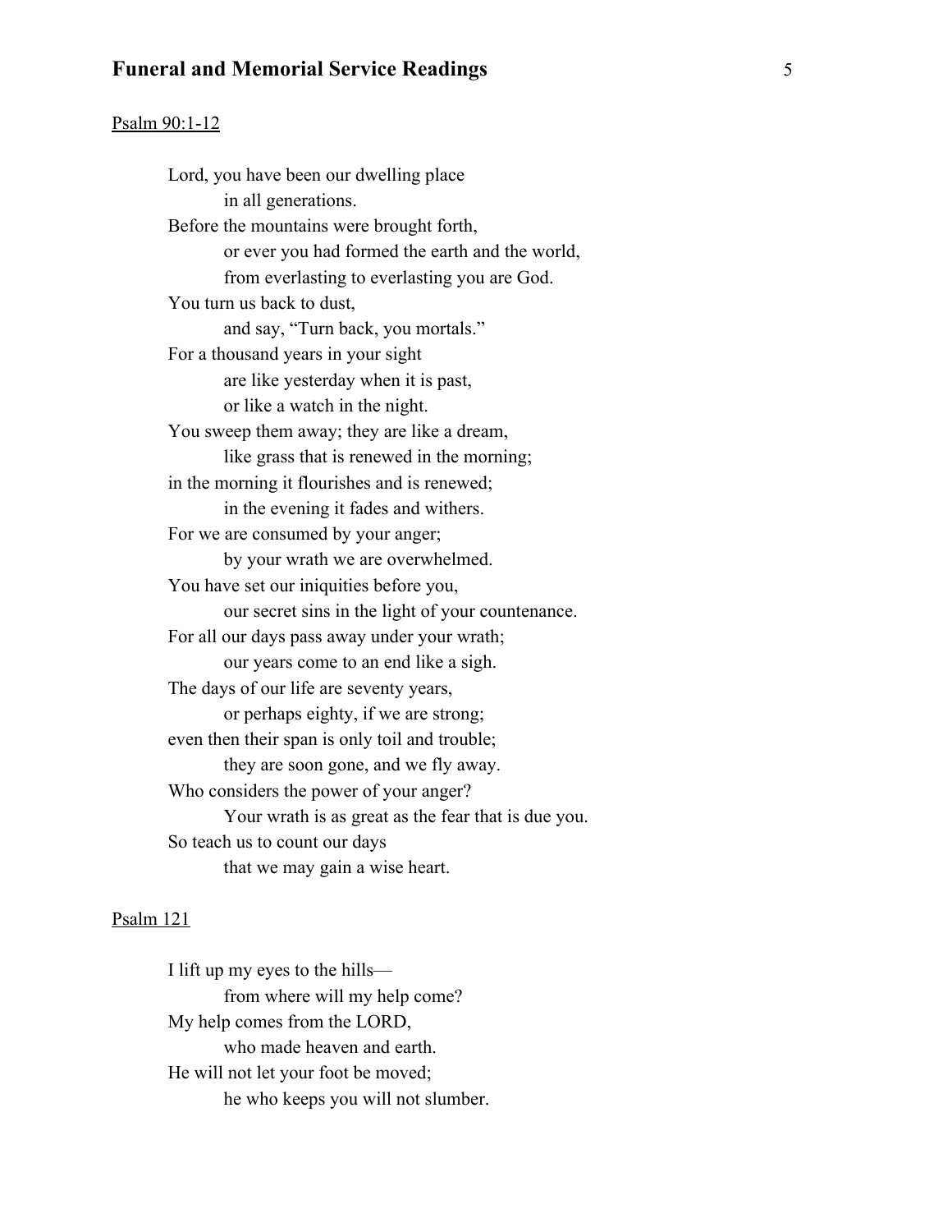Psalm 90:1-12

Lord, you have been our dwelling place
    in all generations.
Before the mountains were brought forth,
    or ever you had formed the earth and the world,
    from everlasting to everlasting you are God.
You turn us back to dust,
    and say, “Turn back, you mortals.”
For a thousand years in your sight
    are like yesterday when it is past,
    or like a watch in the night.
You sweep them away; they are like a dream,
    like grass that is renewed in the morning;
in the morning it flourishes and is renewed;
    in the evening it fades and withers.
For we are consumed by your anger;
    by your wrath we are overwhelmed.
You have set our iniquities before you,
    our secret sins in the light of your countenance.
For all our days pass away under your wrath;
    our years come to an end like a sigh.
The days of our life are seventy years,
    or perhaps eighty, if we are strong;
even then their span is only toil and trouble;
    they are soon gone, and we fly away.
Who considers the power of your anger?
    Your wrath is as great as the fear that is due you.
So teach us to count our days
    that we may gain a wise heart.

Psalm 121

I lift up my eyes to the hills—
    from where will my help come?
My help comes from the LORD,
    who made heaven and earth.
He will not let your foot be moved;
    he who keeps you will not slumber.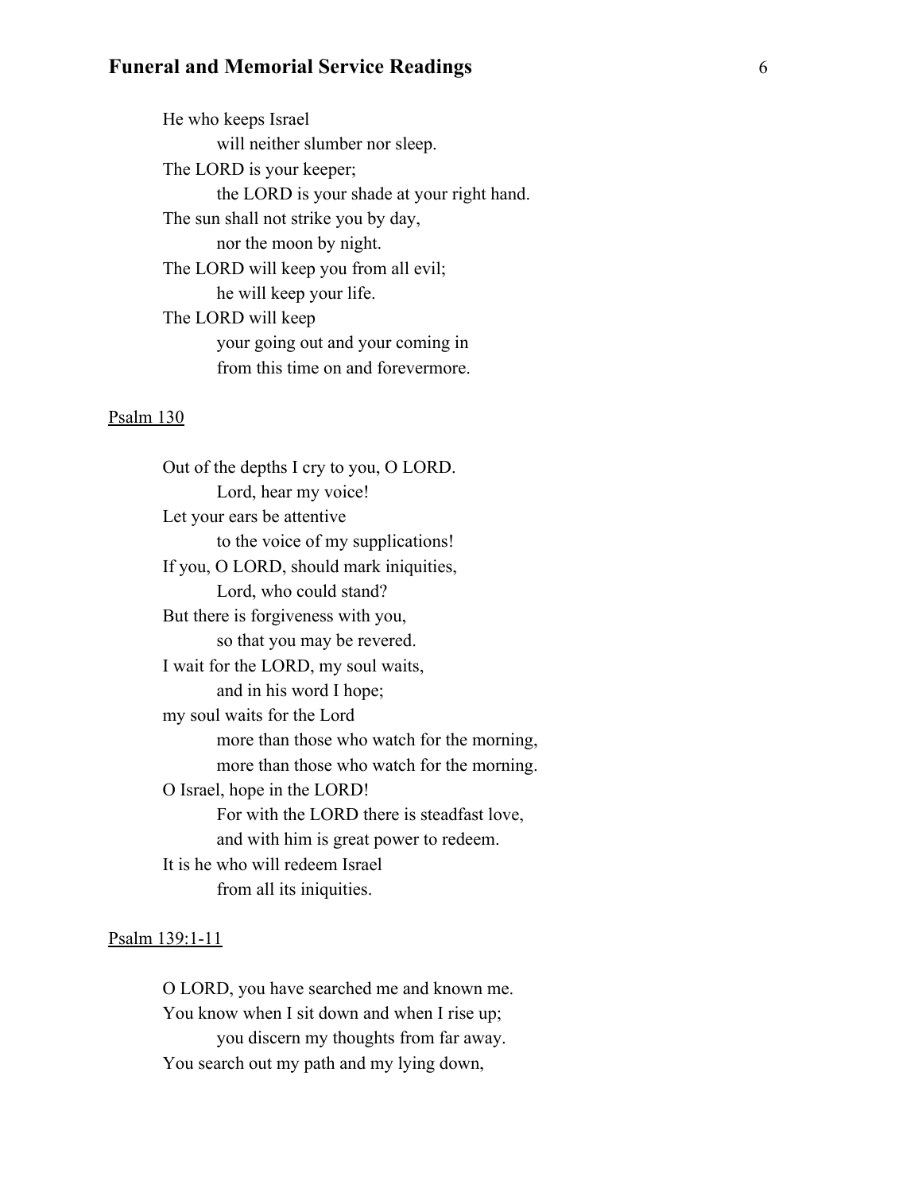He who keeps Israel
    will neither slumber nor sleep.
The LORD is your keeper;
    the LORD is your shade at your right hand.
The sun shall not strike you by day,
    nor the moon by night.
The LORD will keep you from all evil;
    he will keep your life.
The LORD will keep
    your going out and your coming in
    from this time on and forevermore.

Psalm 130

Out of the depths I cry to you, O LORD.
    Lord, hear my voice!
Let your ears be attentive
    to the voice of my supplications!
If you, O LORD, should mark iniquities,
    Lord, who could stand?
But there is forgiveness with you,
    so that you may be revered.
I wait for the LORD, my soul waits,
    and in his word I hope;
my soul waits for the Lord
    more than those who watch for the morning,
    more than those who watch for the morning.
O Israel, hope in the LORD!
    For with the LORD there is steadfast love,
    and with him is great power to redeem.
It is he who will redeem Israel
    from all its iniquities.

Psalm 139:1-11

O LORD, you have searched me and known me.
You know when I sit down and when I rise up;
    you discern my thoughts from far away.
You search out my path and my lying down,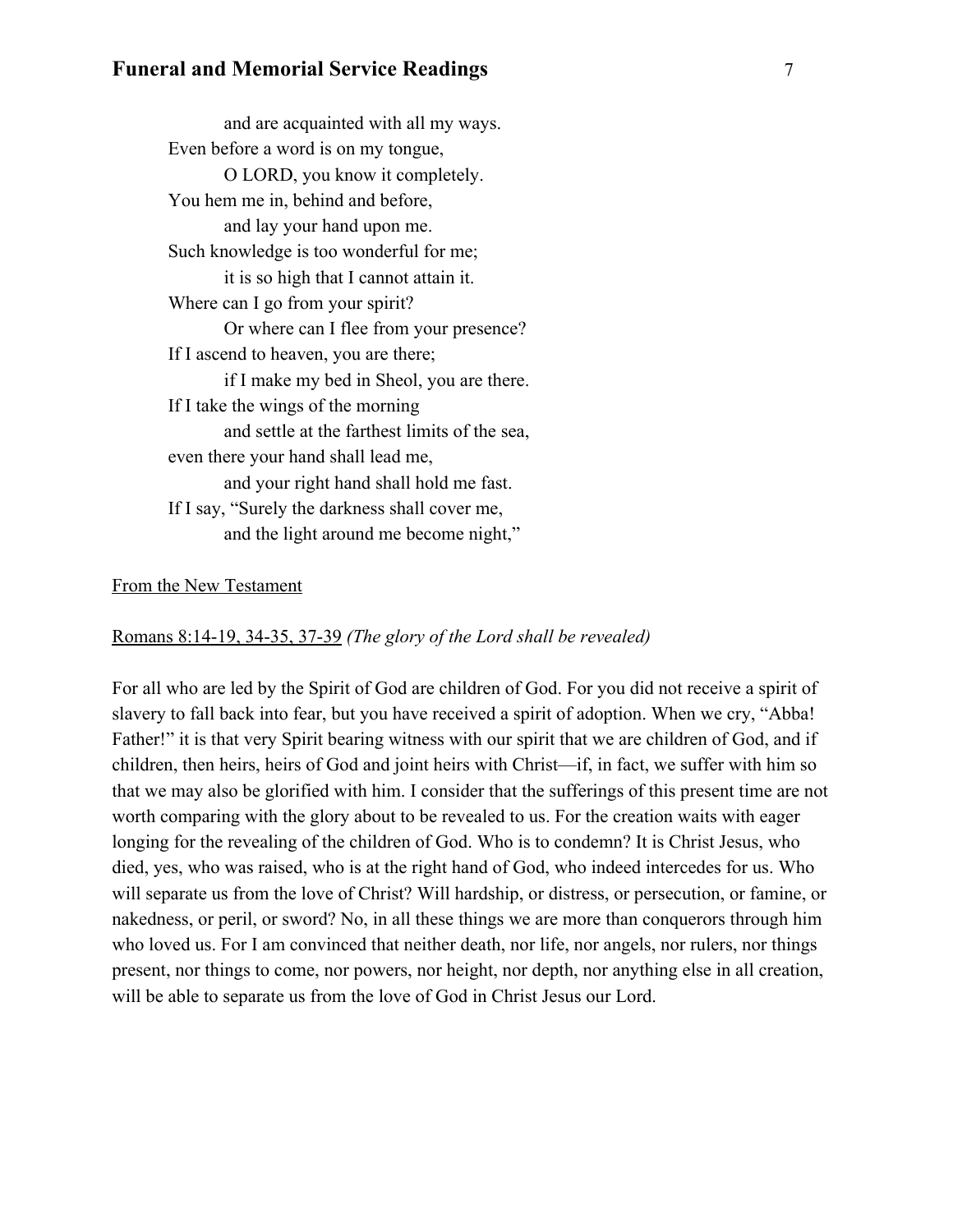and are acquainted with all my ways.  
Even before a word is on my tongue,  
O LORD, you know it completely.  
You hem me in, behind and before,  
and lay your hand upon me.  
Such knowledge is too wonderful for me;  
it is so high that I cannot attain it.  
Where can I go from your spirit?  
Or where can I flee from your presence?  
If I ascend to heaven, you are there;  
if I make my bed in Sheol, you are there.  
If I take the wings of the morning  
and settle at the farthest limits of the sea,  
even there your hand shall lead me,  
and your right hand shall hold me fast.  
If I say, "Surely the darkness shall cover me,  
and the light around me become night,"

<u>From the New Testament</u>

<u>Romans 8:14-19, 34-35, 37-39</u> *(The glory of the Lord shall be revealed)*

For all who are led by the Spirit of God are children of God. For you did not receive a spirit of slavery to fall back into fear, but you have received a spirit of adoption. When we cry, "Abba! Father!" it is that very Spirit bearing witness with our spirit that we are children of God, and if children, then heirs, heirs of God and joint heirs with Christ—if, in fact, we suffer with him so that we may also be glorified with him. I consider that the sufferings of this present time are not worth comparing with the glory about to be revealed to us. For the creation waits with eager longing for the revealing of the children of God. Who is to condemn? It is Christ Jesus, who died, yes, who was raised, who is at the right hand of God, who indeed intercedes for us. Who will separate us from the love of Christ? Will hardship, or distress, or persecution, or famine, or nakedness, or peril, or sword? No, in all these things we are more than conquerors through him who loved us. For I am convinced that neither death, nor life, nor angels, nor rulers, nor things present, nor things to come, nor powers, nor height, nor depth, nor anything else in all creation, will be able to separate us from the love of God in Christ Jesus our Lord.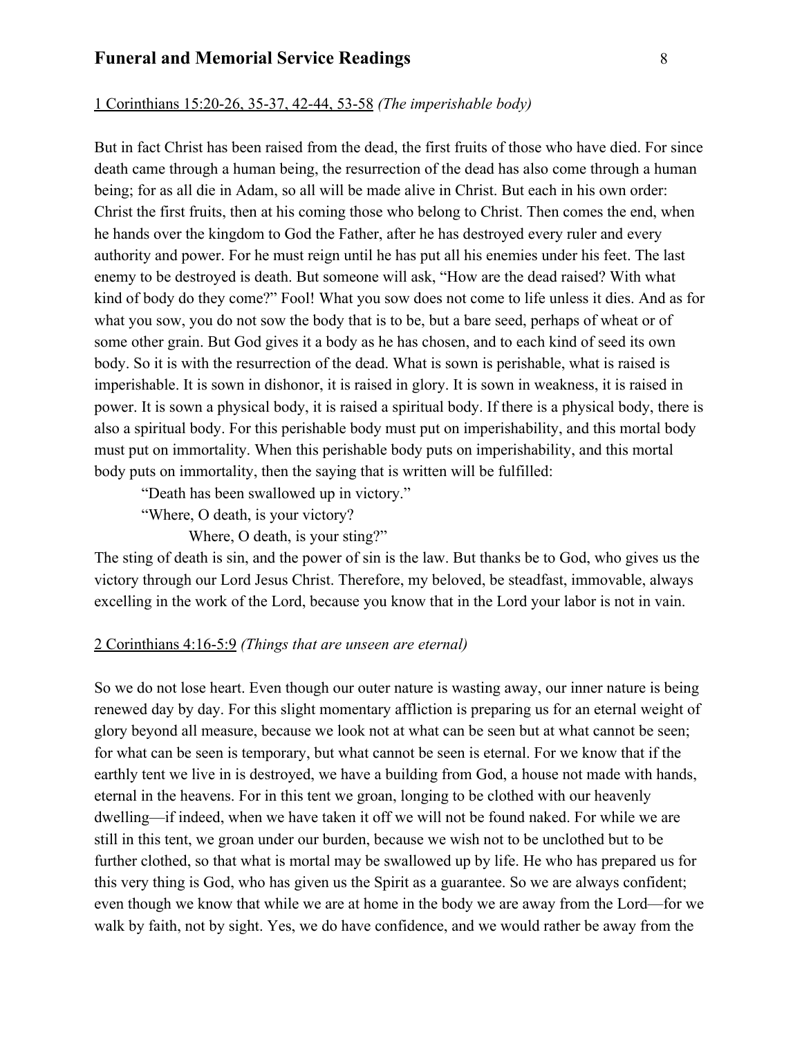1 Corinthians 15:20-26, 35-37, 42-44, 53-58 *(The imperishable body)*

But in fact Christ has been raised from the dead, the first fruits of those who have died. For since death came through a human being, the resurrection of the dead has also come through a human being; for as all die in Adam, so all will be made alive in Christ. But each in his own order: Christ the first fruits, then at his coming those who belong to Christ. Then comes the end, when he hands over the kingdom to God the Father, after he has destroyed every ruler and every authority and power. For he must reign until he has put all his enemies under his feet. The last enemy to be destroyed is death. But someone will ask, "How are the dead raised? With what kind of body do they come?" Fool! What you sow does not come to life unless it dies. And as for what you sow, you do not sow the body that is to be, but a bare seed, perhaps of wheat or of some other grain. But God gives it a body as he has chosen, and to each kind of seed its own body. So it is with the resurrection of the dead. What is sown is perishable, what is raised is imperishable. It is sown in dishonor, it is raised in glory. It is sown in weakness, it is raised in power. It is sown a physical body, it is raised a spiritual body. If there is a physical body, there is also a spiritual body. For this perishable body must put on imperishability, and this mortal body must put on immortality. When this perishable body puts on imperishability, and this mortal body puts on immortality, then the saying that is written will be fulfilled:

> "Death has been swallowed up in victory."
> "Where, O death, is your victory?
> Where, O death, is your sting?"

The sting of death is sin, and the power of sin is the law. But thanks be to God, who gives us the victory through our Lord Jesus Christ. Therefore, my beloved, be steadfast, immovable, always excelling in the work of the Lord, because you know that in the Lord your labor is not in vain.

2 Corinthians 4:16-5:9 *(Things that are unseen are eternal)*

So we do not lose heart. Even though our outer nature is wasting away, our inner nature is being renewed day by day. For this slight momentary affliction is preparing us for an eternal weight of glory beyond all measure, because we look not at what can be seen but at what cannot be seen; for what can be seen is temporary, but what cannot be seen is eternal. For we know that if the earthly tent we live in is destroyed, we have a building from God, a house not made with hands, eternal in the heavens. For in this tent we groan, longing to be clothed with our heavenly dwelling—if indeed, when we have taken it off we will not be found naked. For while we are still in this tent, we groan under our burden, because we wish not to be unclothed but to be further clothed, so that what is mortal may be swallowed up by life. He who has prepared us for this very thing is God, who has given us the Spirit as a guarantee. So we are always confident; even though we know that while we are at home in the body we are away from the Lord—for we walk by faith, not by sight. Yes, we do have confidence, and we would rather be away from the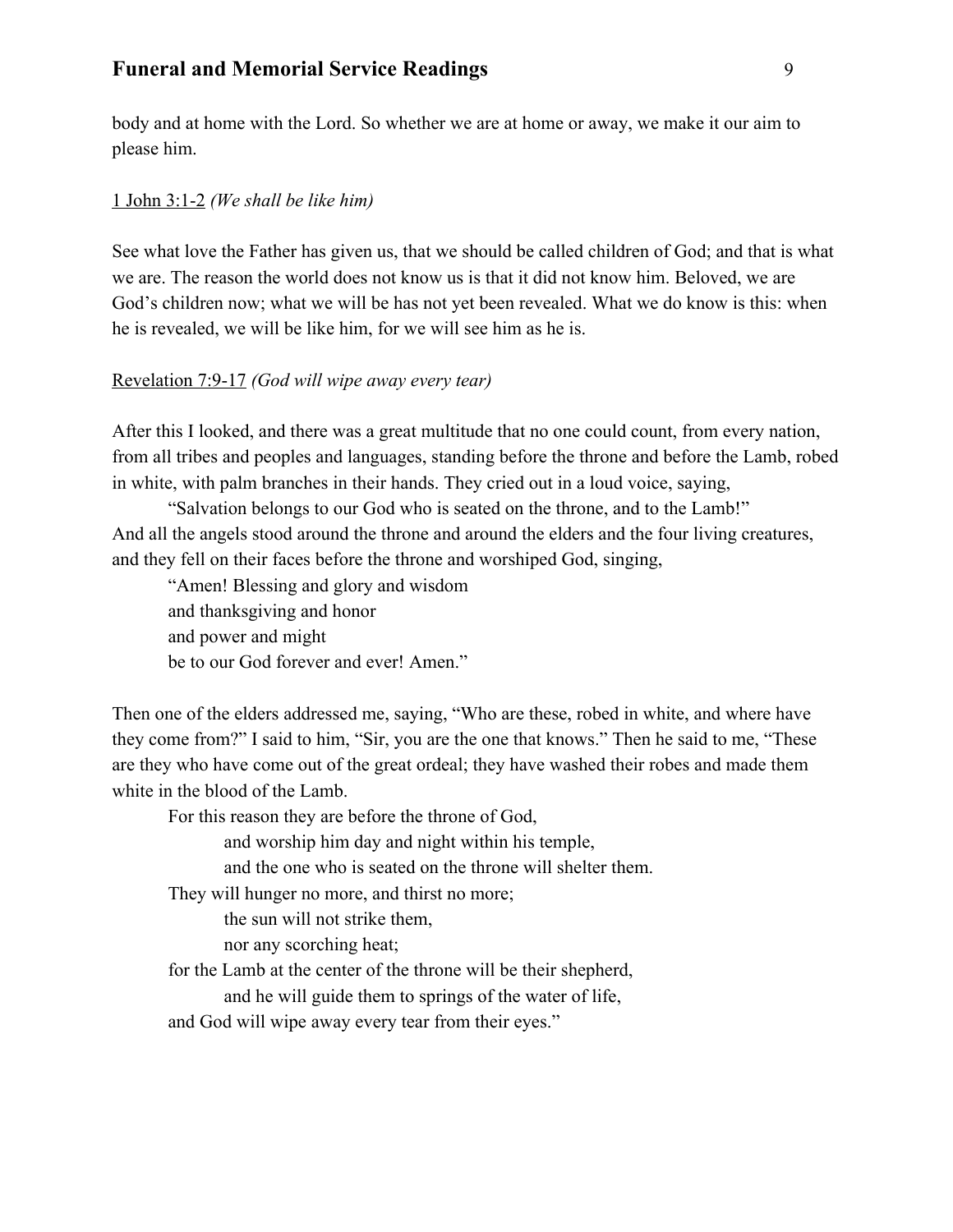body and at home with the Lord. So whether we are at home or away, we make it our aim to please him.

<u>1 John 3:1-2</u> *(We shall be like him)*

See what love the Father has given us, that we should be called children of God; and that is what we are. The reason the world does not know us is that it did not know him. Beloved, we are God's children now; what we will be has not yet been revealed. What we do know is this: when he is revealed, we will be like him, for we will see him as he is.

<u>Revelation 7:9-17</u> *(God will wipe away every tear)*

After this I looked, and there was a great multitude that no one could count, from every nation, from all tribes and peoples and languages, standing before the throne and before the Lamb, robed in white, with palm branches in their hands. They cried out in a loud voice, saying,

"Salvation belongs to our God who is seated on the throne, and to the Lamb!"

And all the angels stood around the throne and around the elders and the four living creatures, and they fell on their faces before the throne and worshiped God, singing,

"Amen! Blessing and glory and wisdom  
and thanksgiving and honor  
and power and might  
be to our God forever and ever! Amen."

Then one of the elders addressed me, saying, "Who are these, robed in white, and where have they come from?" I said to him, "Sir, you are the one that knows." Then he said to me, "These are they who have come out of the great ordeal; they have washed their robes and made them white in the blood of the Lamb.

For this reason they are before the throne of God,  
and worship him day and night within his temple,  
and the one who is seated on the throne will shelter them.  
They will hunger no more, and thirst no more;  
the sun will not strike them,  
nor any scorching heat;  
for the Lamb at the center of the throne will be their shepherd,  
and he will guide them to springs of the water of life,  
and God will wipe away every tear from their eyes."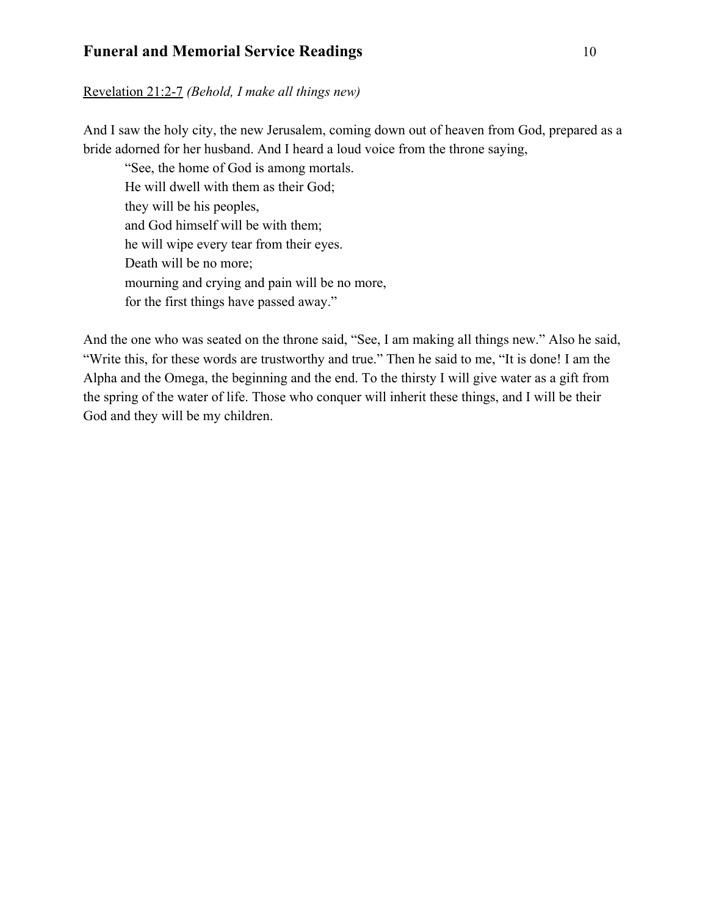Revelation 21:2-7 *(Behold, I make all things new)*

And I saw the holy city, the new Jerusalem, coming down out of heaven from God, prepared as a bride adorned for her husband. And I heard a loud voice from the throne saying,

> "See, the home of God is among mortals.  
> He will dwell with them as their God;  
> they will be his peoples,  
> and God himself will be with them;  
> he will wipe every tear from their eyes.  
> Death will be no more;  
> mourning and crying and pain will be no more,  
> for the first things have passed away."

And the one who was seated on the throne said, "See, I am making all things new." Also he said, "Write this, for these words are trustworthy and true." Then he said to me, "It is done! I am the Alpha and the Omega, the beginning and the end. To the thirsty I will give water as a gift from the spring of the water of life. Those who conquer will inherit these things, and I will be their God and they will be my children.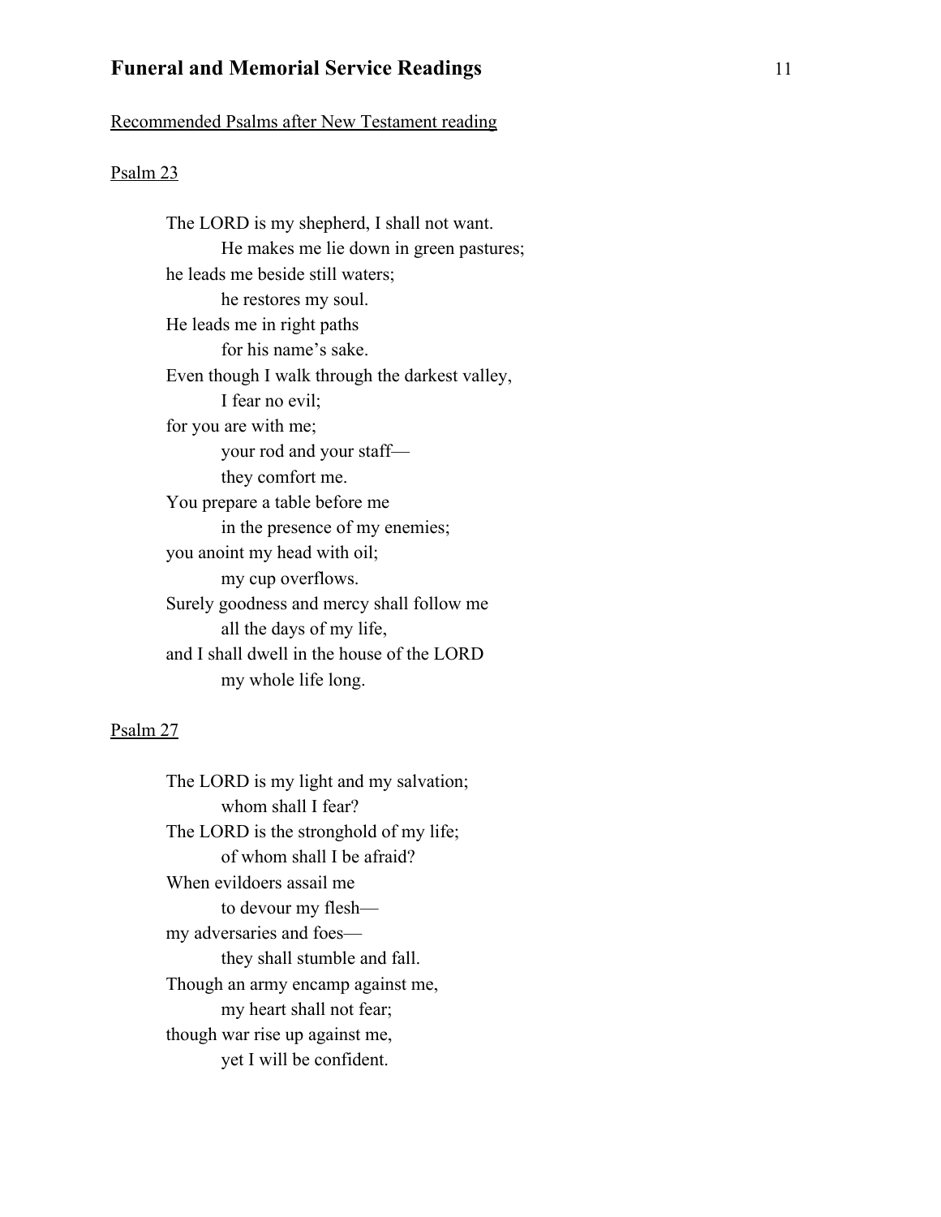Recommended Psalms after New Testament reading

Psalm 23

The LORD is my shepherd, I shall not want.
    He makes me lie down in green pastures;
he leads me beside still waters;
    he restores my soul.
He leads me in right paths
    for his name's sake.
Even though I walk through the darkest valley,
    I fear no evil;
for you are with me;
    your rod and your staff—
    they comfort me.
You prepare a table before me
    in the presence of my enemies;
you anoint my head with oil;
    my cup overflows.
Surely goodness and mercy shall follow me
    all the days of my life,
and I shall dwell in the house of the LORD
    my whole life long.

Psalm 27

The LORD is my light and my salvation;
    whom shall I fear?
The LORD is the stronghold of my life;
    of whom shall I be afraid?
When evildoers assail me
    to devour my flesh—
my adversaries and foes—
    they shall stumble and fall.
Though an army encamp against me,
    my heart shall not fear;
though war rise up against me,
    yet I will be confident.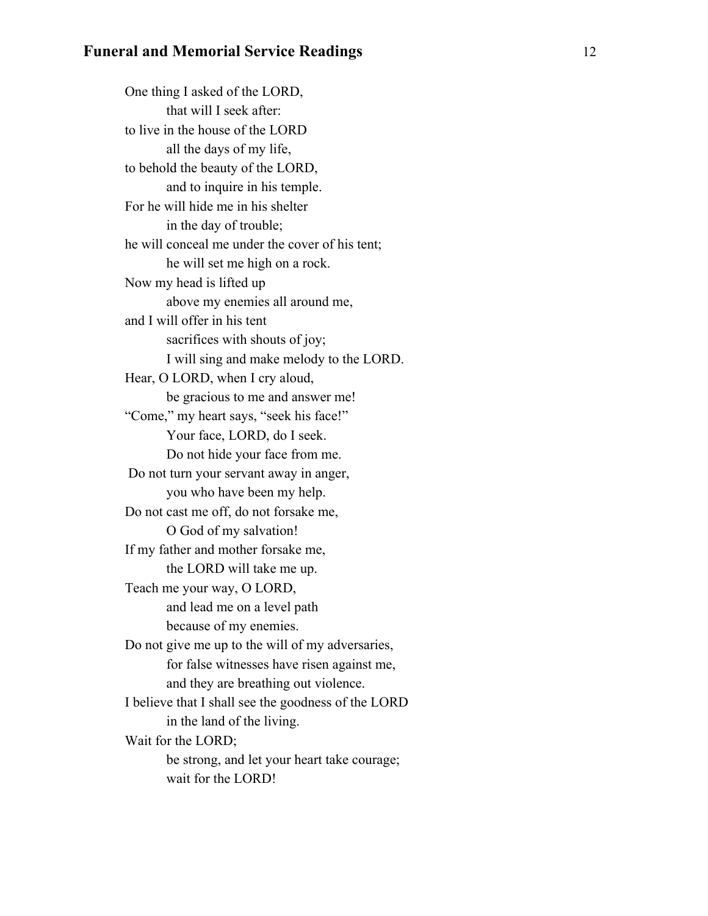One thing I asked of the LORD,  
    that will I seek after:  
to live in the house of the LORD  
    all the days of my life,  
to behold the beauty of the LORD,  
    and to inquire in his temple.  
For he will hide me in his shelter  
    in the day of trouble;  
he will conceal me under the cover of his tent;  
    he will set me high on a rock.  
Now my head is lifted up  
    above my enemies all around me,  
and I will offer in his tent  
    sacrifices with shouts of joy;  
    I will sing and make melody to the LORD.  
Hear, O LORD, when I cry aloud,  
    be gracious to me and answer me!  
"Come," my heart says, "seek his face!"  
    Your face, LORD, do I seek.  
    Do not hide your face from me.  
Do not turn your servant away in anger,  
    you who have been my help.  
Do not cast me off, do not forsake me,  
    O God of my salvation!  
If my father and mother forsake me,  
    the LORD will take me up.  
Teach me your way, O LORD,  
    and lead me on a level path  
    because of my enemies.  
Do not give me up to the will of my adversaries,  
    for false witnesses have risen against me,  
    and they are breathing out violence.  
I believe that I shall see the goodness of the LORD  
    in the land of the living.  
Wait for the LORD;  
    be strong, and let your heart take courage;  
    wait for the LORD!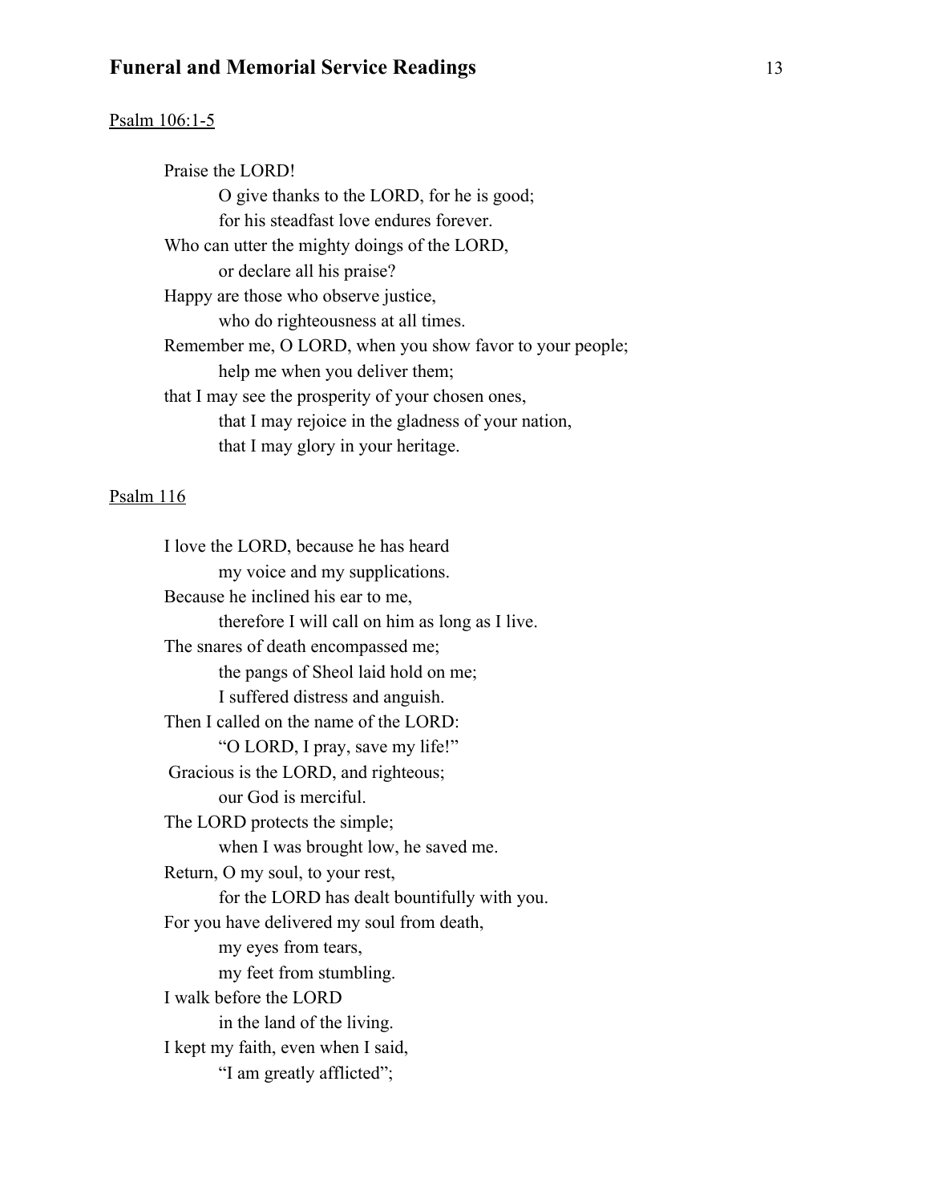Psalm 106:1-5

Praise the LORD!  
O give thanks to the LORD, for he is good;  
for his steadfast love endures forever.  
Who can utter the mighty doings of the LORD,  
or declare all his praise?  
Happy are those who observe justice,  
who do righteousness at all times.  
Remember me, O LORD, when you show favor to your people;  
help me when you deliver them;  
that I may see the prosperity of your chosen ones,  
that I may rejoice in the gladness of your nation,  
that I may glory in your heritage.

Psalm 116

I love the LORD, because he has heard  
my voice and my supplications.  
Because he inclined his ear to me,  
therefore I will call on him as long as I live.  
The snares of death encompassed me;  
the pangs of Sheol laid hold on me;  
I suffered distress and anguish.  
Then I called on the name of the LORD:  
"O LORD, I pray, save my life!"  
Gracious is the LORD, and righteous;  
our God is merciful.  
The LORD protects the simple;  
when I was brought low, he saved me.  
Return, O my soul, to your rest,  
for the LORD has dealt bountifully with you.  
For you have delivered my soul from death,  
my eyes from tears,  
my feet from stumbling.  
I walk before the LORD  
in the land of the living.  
I kept my faith, even when I said,  
"I am greatly afflicted";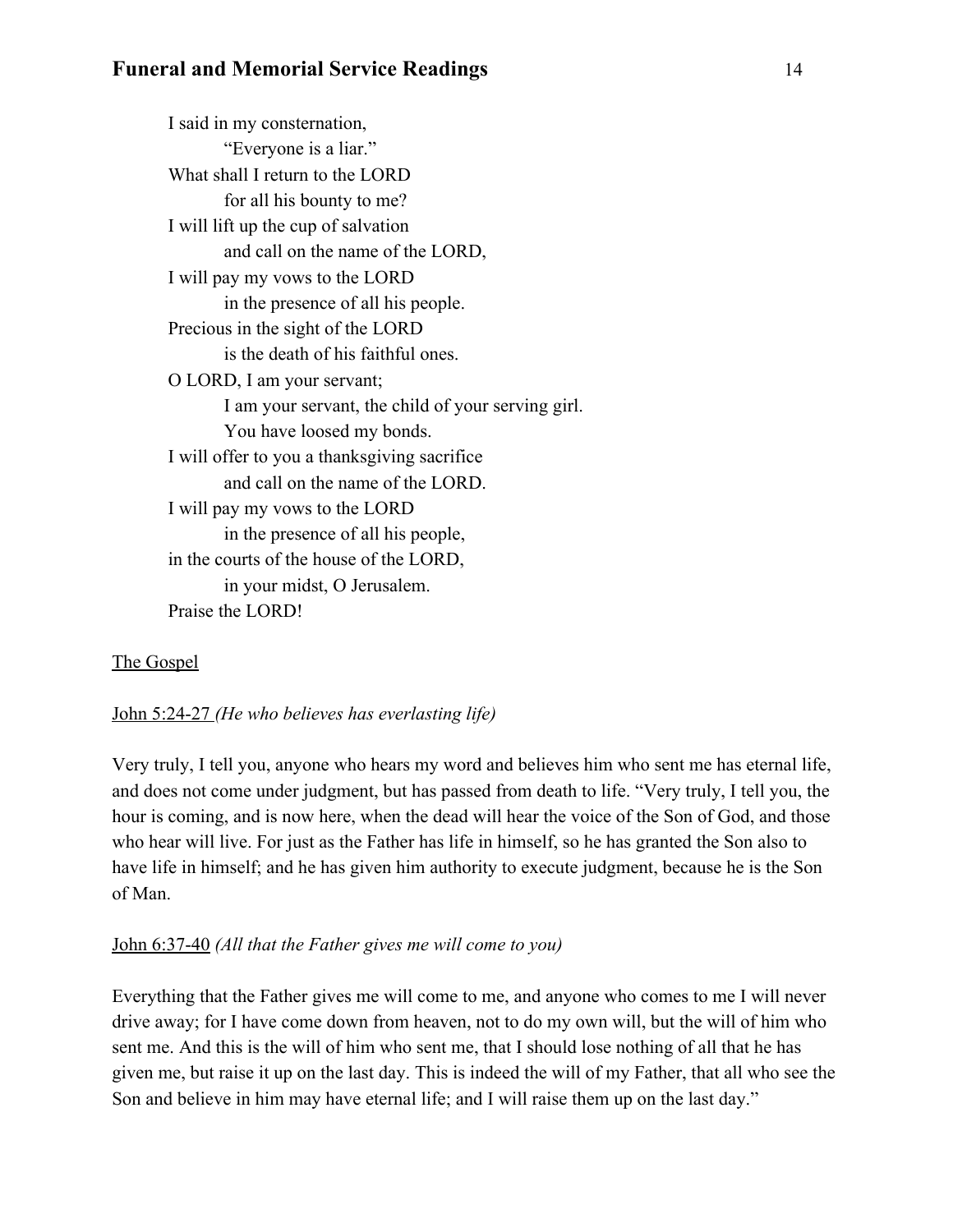I said in my consternation,
   "Everyone is a liar."
What shall I return to the LORD
   for all his bounty to me?
I will lift up the cup of salvation
   and call on the name of the LORD,
I will pay my vows to the LORD
   in the presence of all his people.
Precious in the sight of the LORD
   is the death of his faithful ones.
O LORD, I am your servant;
   I am your servant, the child of your serving girl.
   You have loosed my bonds.
I will offer to you a thanksgiving sacrifice
   and call on the name of the LORD.
I will pay my vows to the LORD
   in the presence of all his people,
in the courts of the house of the LORD,
   in your midst, O Jerusalem.
Praise the LORD!

<u>The Gospel</u>

<u>John 5:24-27</u> *(He who believes has everlasting life)*

Very truly, I tell you, anyone who hears my word and believes him who sent me has eternal life, and does not come under judgment, but has passed from death to life. "Very truly, I tell you, the hour is coming, and is now here, when the dead will hear the voice of the Son of God, and those who hear will live. For just as the Father has life in himself, so he has granted the Son also to have life in himself; and he has given him authority to execute judgment, because he is the Son of Man.

<u>John 6:37-40</u> *(All that the Father gives me will come to you)*

Everything that the Father gives me will come to me, and anyone who comes to me I will never drive away; for I have come down from heaven, not to do my own will, but the will of him who sent me. And this is the will of him who sent me, that I should lose nothing of all that he has given me, but raise it up on the last day. This is indeed the will of my Father, that all who see the Son and believe in him may have eternal life; and I will raise them up on the last day."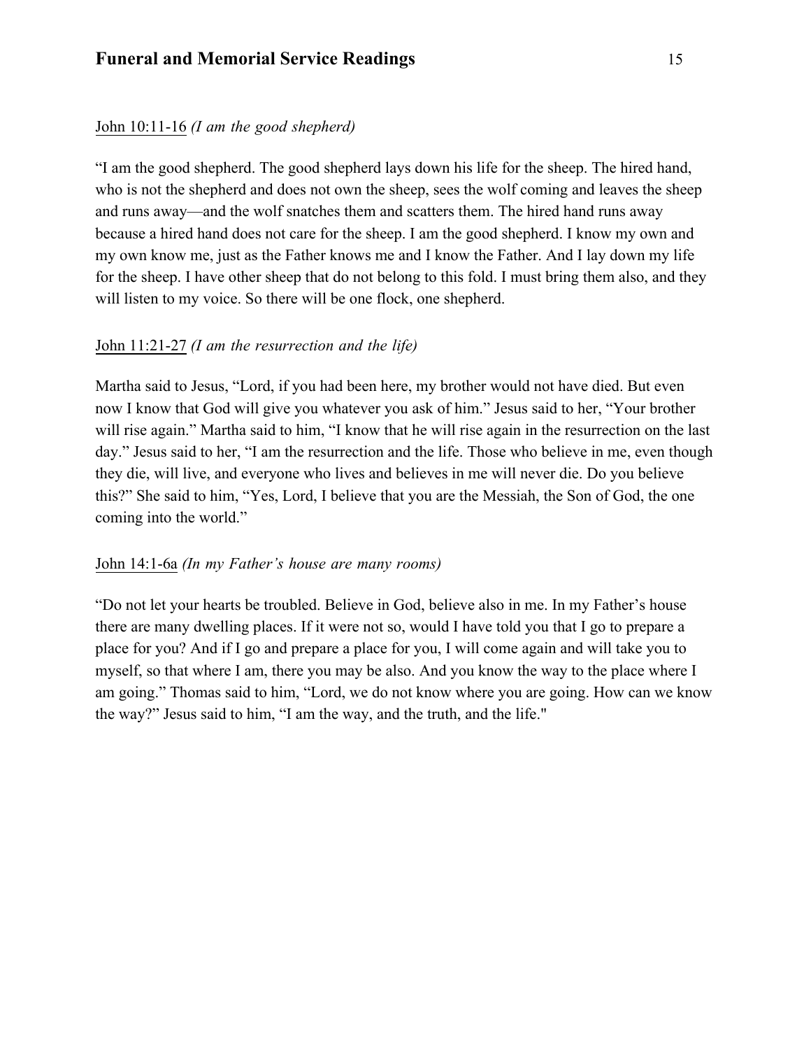John 10:11-16 *(I am the good shepherd)*

"I am the good shepherd. The good shepherd lays down his life for the sheep. The hired hand, who is not the shepherd and does not own the sheep, sees the wolf coming and leaves the sheep and runs away—and the wolf snatches them and scatters them. The hired hand runs away because a hired hand does not care for the sheep. I am the good shepherd. I know my own and my own know me, just as the Father knows me and I know the Father. And I lay down my life for the sheep. I have other sheep that do not belong to this fold. I must bring them also, and they will listen to my voice. So there will be one flock, one shepherd.

John 11:21-27 *(I am the resurrection and the life)*

Martha said to Jesus, "Lord, if you had been here, my brother would not have died. But even now I know that God will give you whatever you ask of him." Jesus said to her, "Your brother will rise again." Martha said to him, "I know that he will rise again in the resurrection on the last day." Jesus said to her, "I am the resurrection and the life. Those who believe in me, even though they die, will live, and everyone who lives and believes in me will never die. Do you believe this?" She said to him, "Yes, Lord, I believe that you are the Messiah, the Son of God, the one coming into the world."

John 14:1-6a *(In my Father's house are many rooms)*

"Do not let your hearts be troubled. Believe in God, believe also in me. In my Father's house there are many dwelling places. If it were not so, would I have told you that I go to prepare a place for you? And if I go and prepare a place for you, I will come again and will take you to myself, so that where I am, there you may be also. And you know the way to the place where I am going." Thomas said to him, "Lord, we do not know where you are going. How can we know the way?" Jesus said to him, "I am the way, and the truth, and the life."